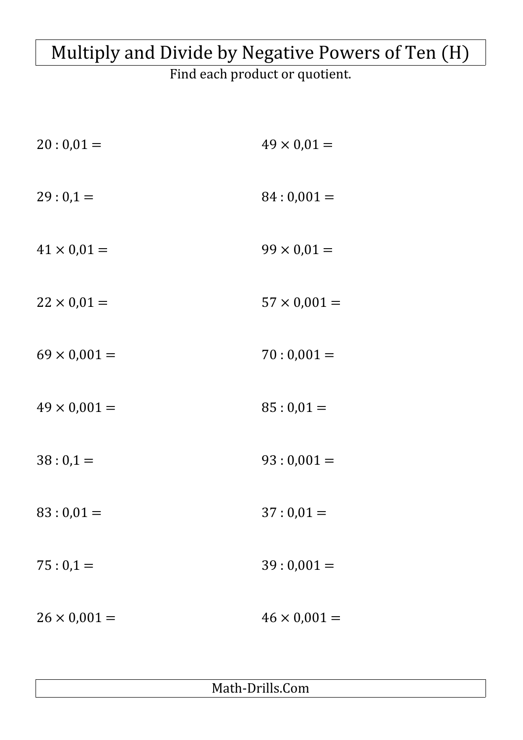# Multiply and Divide by Negative Powers of Ten (H)

Find each product or quotient.

$20 : 0{,}01 =$

$29 : 0{,}1 =$

$41 \times 0{,}01 =$

$22 \times 0{,}01 =$

$69 \times 0{,}001 =$

$49 \times 0{,}001 =$

$38 : 0{,}1 =$

$83 : 0{,}01 =$

$75 : 0{,}1 =$

$26 \times 0{,}001 =$

$49 \times 0{,}01 =$

$84 : 0{,}001 =$

$99 \times 0{,}01 =$

$57 \times 0{,}001 =$

$70 : 0{,}001 =$

$85 : 0{,}01 =$

$93 : 0{,}001 =$

$37 : 0{,}01 =$

$39 : 0{,}001 =$

$46 \times 0{,}001 =$

Math-Drills.Com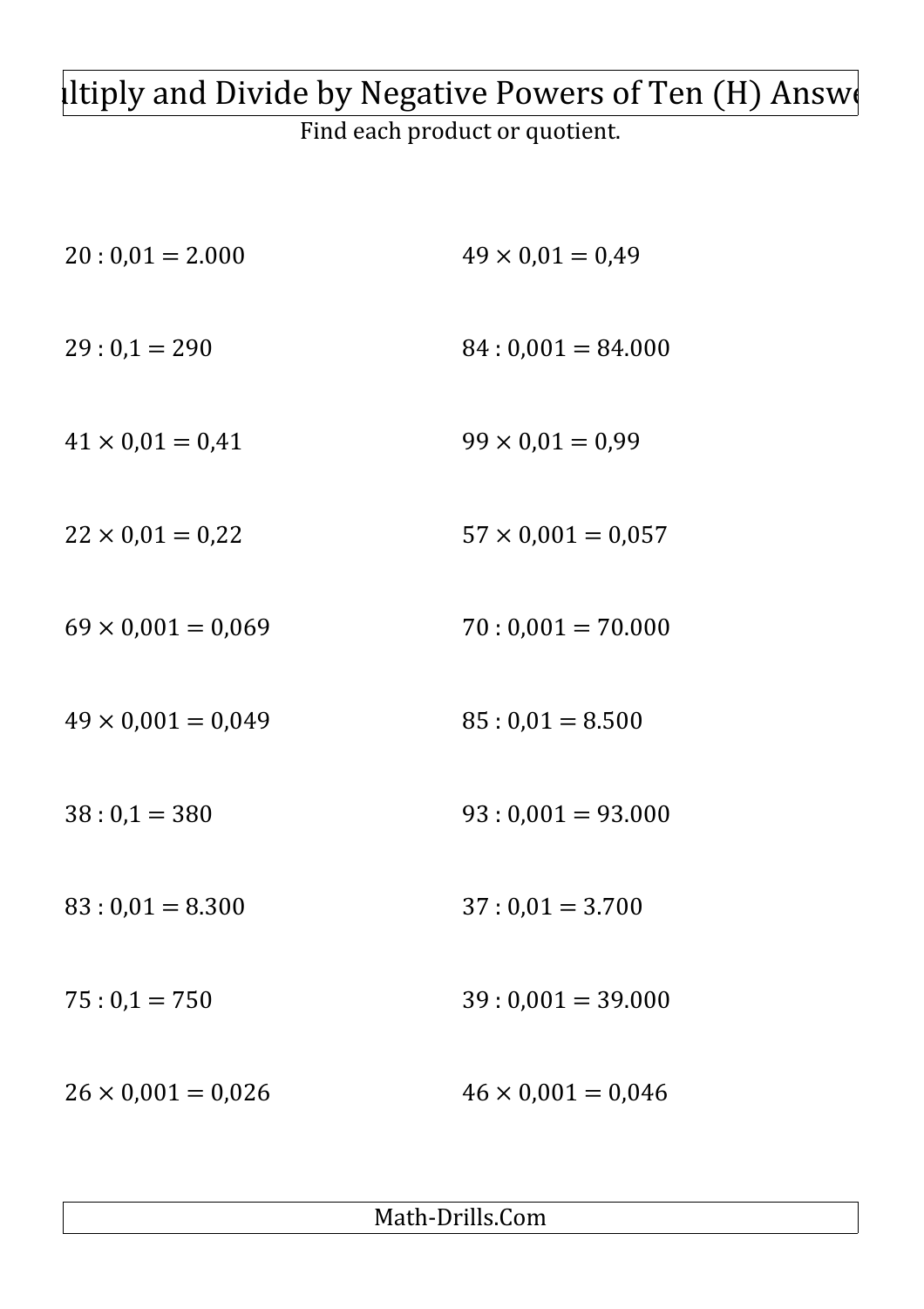# ltiply and Divide by Negative Powers of Ten (H) Answe

Find each product or quotient.

$20 : 0{,}01 = 2.000$

$29 : 0{,}1 = 290$

$41 \times 0{,}01 = 0{,}41$

$22 \times 0{,}01 = 0{,}22$

$69 \times 0{,}001 = 0{,}069$

$49 \times 0{,}001 = 0{,}049$

$38 : 0{,}1 = 380$

$83 : 0{,}01 = 8.300$

$75 : 0{,}1 = 750$

$26 \times 0{,}001 = 0{,}026$

$49 \times 0{,}01 = 0{,}49$

$84 : 0{,}001 = 84.000$

$99 \times 0{,}01 = 0{,}99$

$57 \times 0{,}001 = 0{,}057$

$70 : 0{,}001 = 70.000$

$85 : 0{,}01 = 8.500$

$93 : 0{,}001 = 93.000$

$37 : 0{,}01 = 3.700$

$39 : 0{,}001 = 39.000$

$46 \times 0{,}001 = 0{,}046$

Math-Drills.Com